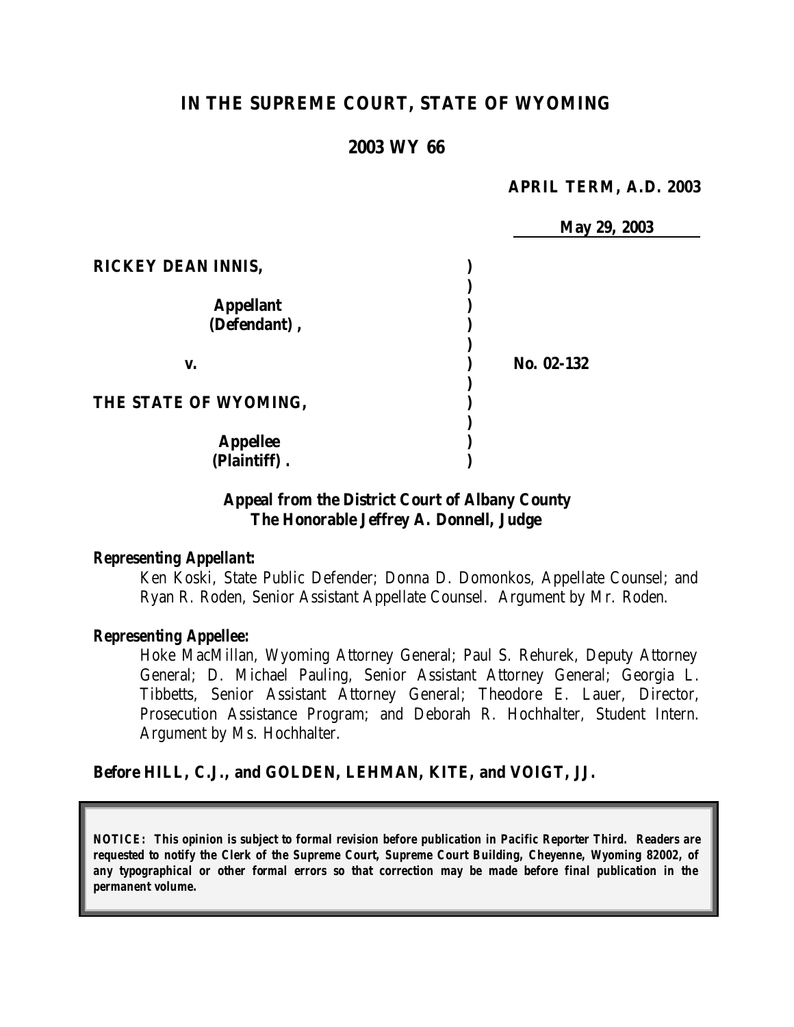# IN THE SUPREME COURT, STATE OF WYOMING

## 2003 WY 66

**APRIL TERM, A.D. 2003**

**May 29, 2003**

| | | |
|---|---|---|
| **RICKEY DEAN INNIS,** | ) | |
| | ) | |
| **Appellant (Defendant),** | ) | |
| | ) | |
| **v.** | ) | **No. 02-132** |
| | ) | |
| **THE STATE OF WYOMING,** | ) | |
| | ) | |
| **Appellee (Plaintiff).** | ) | |

**Appeal from the District Court of Albany County**
**The Honorable Jeffrey A. Donnell, Judge**

***Representing Appellant:***

Ken Koski, State Public Defender; Donna D. Domonkos, Appellate Counsel; and Ryan R. Roden, Senior Assistant Appellate Counsel. Argument by Mr. Roden.

***Representing Appellee:***

Hoke MacMillan, Wyoming Attorney General; Paul S. Rehurek, Deputy Attorney General; D. Michael Pauling, Senior Assistant Attorney General; Georgia L. Tibbetts, Senior Assistant Attorney General; Theodore E. Lauer, Director, Prosecution Assistance Program; and Deborah R. Hochhalter, Student Intern. Argument by Ms. Hochhalter.

**Before HILL, C.J., and GOLDEN, LEHMAN, KITE, and VOIGT, JJ.**

***NOTICE: This opinion is subject to formal revision before publication in Pacific Reporter Third. Readers are requested to notify the Clerk of the Supreme Court, Supreme Court Building, Cheyenne, Wyoming 82002, of any typographical or other formal errors so that correction may be made before final publication in the permanent volume.***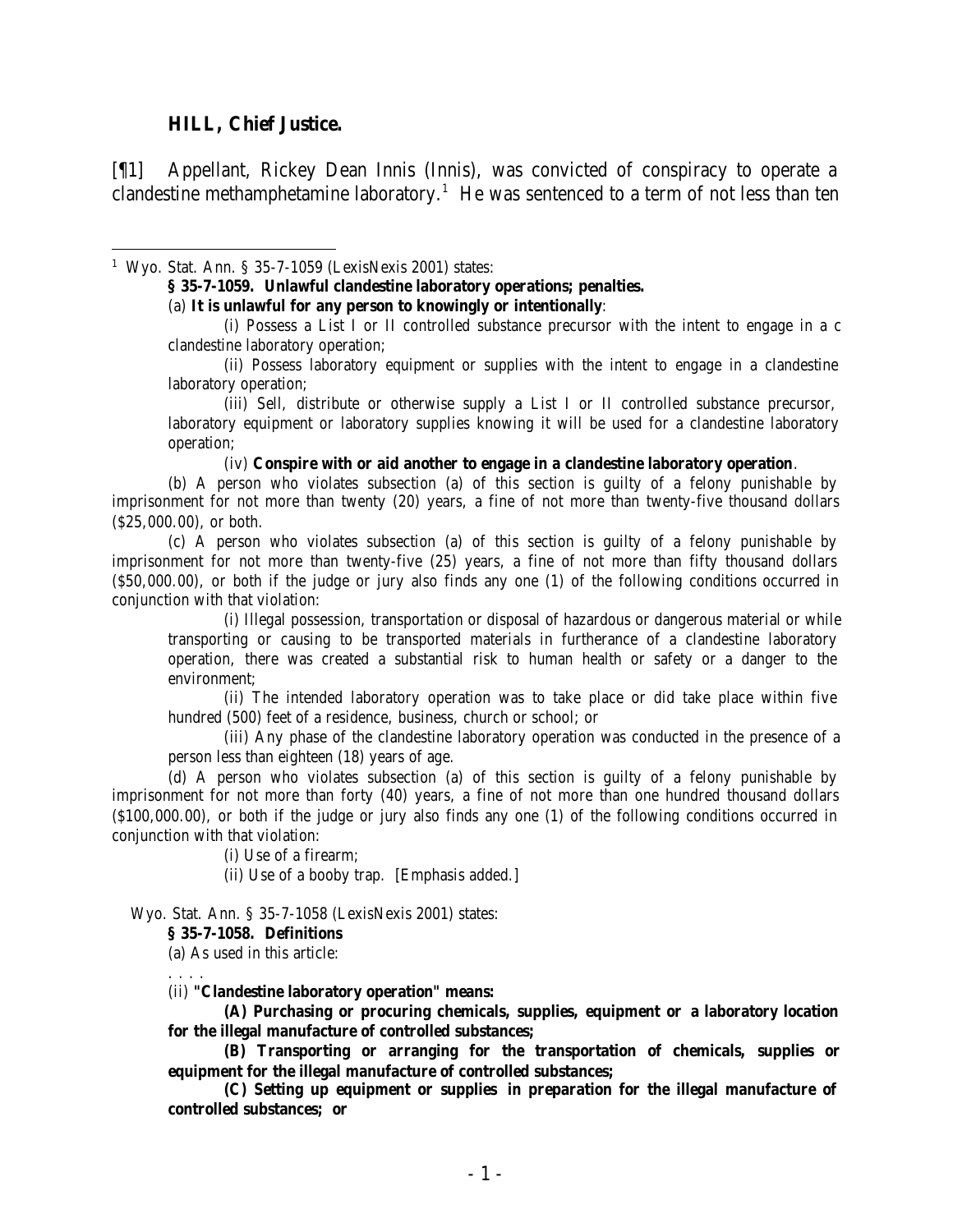**HILL, Chief Justice.**

[¶1] Appellant, Rickey Dean Innis (Innis), was convicted of conspiracy to operate a clandestine methamphetamine laboratory.[1] He was sentenced to a term of not less than ten

---

[1] Wyo. Stat. Ann. § 35-7-1059 (LexisNexis 2001) states:

**§ 35-7-1059. Unlawful clandestine laboratory operations; penalties.**

(a) **It is unlawful for any person to knowingly or intentionally**:

(i) Possess a List I or II controlled substance precursor with the intent to engage in a c clandestine laboratory operation;

(ii) Possess laboratory equipment or supplies with the intent to engage in a clandestine laboratory operation;

(iii) Sell, distribute or otherwise supply a List I or II controlled substance precursor, laboratory equipment or laboratory supplies knowing it will be used for a clandestine laboratory operation;

(iv) **Conspire with or aid another to engage in a clandestine laboratory operation**.

(b) A person who violates subsection (a) of this section is guilty of a felony punishable by imprisonment for not more than twenty (20) years, a fine of not more than twenty-five thousand dollars ($25,000.00), or both.

(c) A person who violates subsection (a) of this section is guilty of a felony punishable by imprisonment for not more than twenty-five (25) years, a fine of not more than fifty thousand dollars ($50,000.00), or both if the judge or jury also finds any one (1) of the following conditions occurred in conjunction with that violation:

(i) Illegal possession, transportation or disposal of hazardous or dangerous material or while transporting or causing to be transported materials in furtherance of a clandestine laboratory operation, there was created a substantial risk to human health or safety or a danger to the environment;

(ii) The intended laboratory operation was to take place or did take place within five hundred (500) feet of a residence, business, church or school; or

(iii) Any phase of the clandestine laboratory operation was conducted in the presence of a person less than eighteen (18) years of age.

(d) A person who violates subsection (a) of this section is guilty of a felony punishable by imprisonment for not more than forty (40) years, a fine of not more than one hundred thousand dollars ($100,000.00), or both if the judge or jury also finds any one (1) of the following conditions occurred in conjunction with that violation:

(i) Use of a firearm;

(ii) Use of a booby trap. [Emphasis added.]

Wyo. Stat. Ann. § 35-7-1058 (LexisNexis 2001) states:

**§ 35-7-1058. Definitions**

(a) As used in this article:

. . . .

(ii) **"Clandestine laboratory operation" means:**

**(A) Purchasing or procuring chemicals, supplies, equipment or a laboratory location for the illegal manufacture of controlled substances;**

**(B) Transporting or arranging for the transportation of chemicals, supplies or equipment for the illegal manufacture of controlled substances;**

**(C) Setting up equipment or supplies in preparation for the illegal manufacture of controlled substances; or**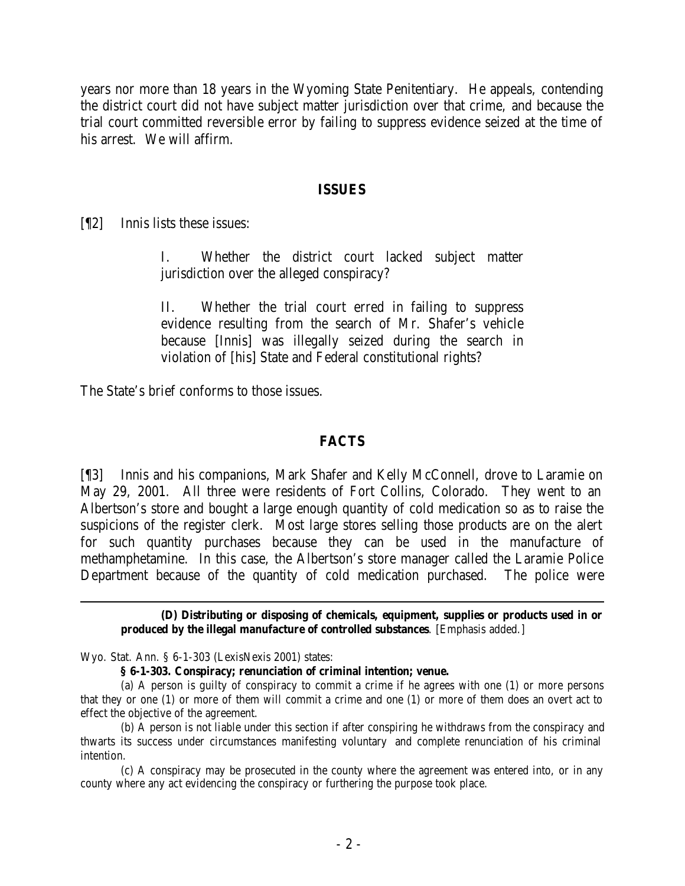years nor more than 18 years in the Wyoming State Penitentiary. He appeals, contending the district court did not have subject matter jurisdiction over that crime, and because the trial court committed reversible error by failing to suppress evidence seized at the time of his arrest. We will affirm.

## ISSUES

[¶2] Innis lists these issues:

> I. Whether the district court lacked subject matter jurisdiction over the alleged conspiracy?
>
> II. Whether the trial court erred in failing to suppress evidence resulting from the search of Mr. Shafer's vehicle because [Innis] was illegally seized during the search in violation of [his] State and Federal constitutional rights?

The State's brief conforms to those issues.

## FACTS

[¶3] Innis and his companions, Mark Shafer and Kelly McConnell, drove to Laramie on May 29, 2001. All three were residents of Fort Collins, Colorado. They went to an Albertson's store and bought a large enough quantity of cold medication so as to raise the suspicions of the register clerk. Most large stores selling those products are on the alert for such quantity purchases because they can be used in the manufacture of methamphetamine. In this case, the Albertson's store manager called the Laramie Police Department because of the quantity of cold medication purchased. The police were

---

> **(D) Distributing or disposing of chemicals, equipment, supplies or products used in or produced by the illegal manufacture of controlled substances**. [Emphasis added.]

Wyo. Stat. Ann. § 6-1-303 (LexisNexis 2001) states:

> **§ 6-1-303. Conspiracy; renunciation of criminal intention; venue.**
>
> (a) A person is guilty of conspiracy to commit a crime if he agrees with one (1) or more persons that they or one (1) or more of them will commit a crime and one (1) or more of them does an overt act to effect the objective of the agreement.
>
> (b) A person is not liable under this section if after conspiring he withdraws from the conspiracy and thwarts its success under circumstances manifesting voluntary and complete renunciation of his criminal intention.
>
> (c) A conspiracy may be prosecuted in the county where the agreement was entered into, or in any county where any act evidencing the conspiracy or furthering the purpose took place.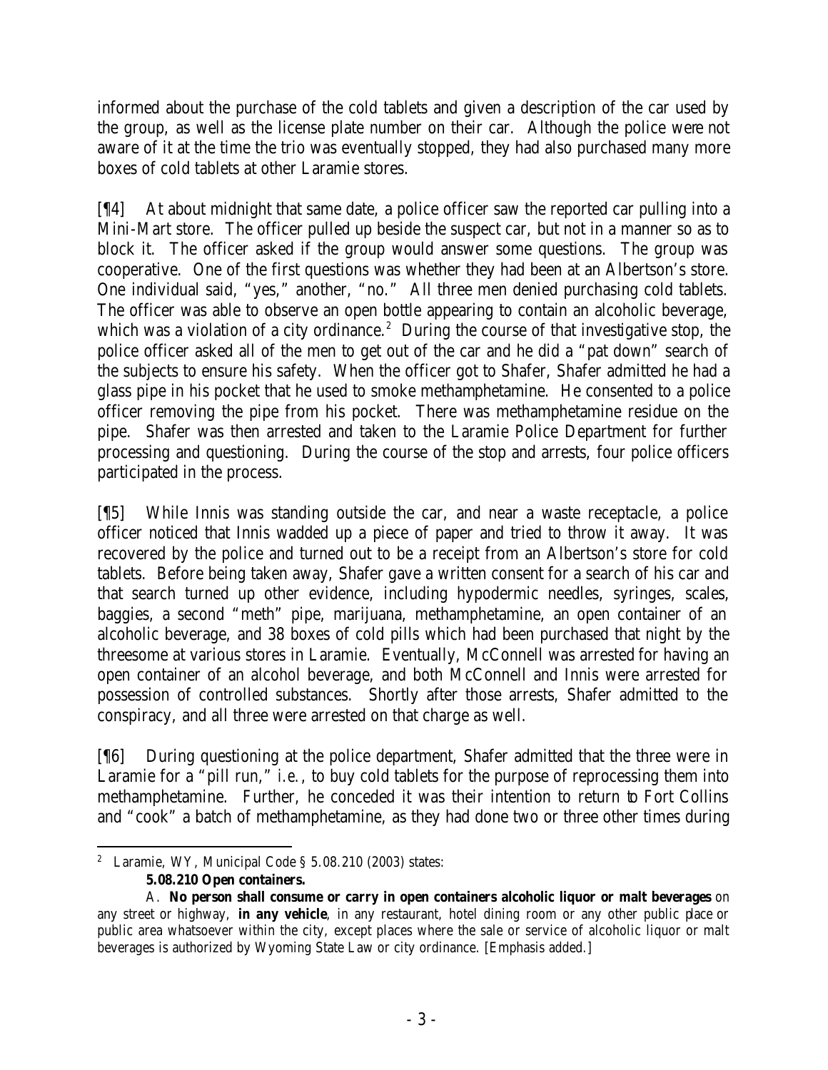informed about the purchase of the cold tablets and given a description of the car used by the group, as well as the license plate number on their car. Although the police were not aware of it at the time the trio was eventually stopped, they had also purchased many more boxes of cold tablets at other Laramie stores.

[¶4] At about midnight that same date, a police officer saw the reported car pulling into a Mini-Mart store. The officer pulled up beside the suspect car, but not in a manner so as to block it. The officer asked if the group would answer some questions. The group was cooperative. One of the first questions was whether they had been at an Albertson's store. One individual said, "yes," another, "no." All three men denied purchasing cold tablets. The officer was able to observe an open bottle appearing to contain an alcoholic beverage, which was a violation of a city ordinance.[2] During the course of that investigative stop, the police officer asked all of the men to get out of the car and he did a "pat down" search of the subjects to ensure his safety. When the officer got to Shafer, Shafer admitted he had a glass pipe in his pocket that he used to smoke methamphetamine. He consented to a police officer removing the pipe from his pocket. There was methamphetamine residue on the pipe. Shafer was then arrested and taken to the Laramie Police Department for further processing and questioning. During the course of the stop and arrests, four police officers participated in the process.

[¶5] While Innis was standing outside the car, and near a waste receptacle, a police officer noticed that Innis wadded up a piece of paper and tried to throw it away. It was recovered by the police and turned out to be a receipt from an Albertson's store for cold tablets. Before being taken away, Shafer gave a written consent for a search of his car and that search turned up other evidence, including hypodermic needles, syringes, scales, baggies, a second "meth" pipe, marijuana, methamphetamine, an open container of an alcoholic beverage, and 38 boxes of cold pills which had been purchased that night by the threesome at various stores in Laramie. Eventually, McConnell was arrested for having an open container of an alcohol beverage, and both McConnell and Innis were arrested for possession of controlled substances. Shortly after those arrests, Shafer admitted to the conspiracy, and all three were arrested on that charge as well.

[¶6] During questioning at the police department, Shafer admitted that the three were in Laramie for a "pill run," *i.e.*, to buy cold tablets for the purpose of reprocessing them into methamphetamine. Further, he conceded it was their intention to return to Fort Collins and "cook" a batch of methamphetamine, as they had done two or three other times during

---

[2] Laramie, WY, Municipal Code § 5.08.210 (2003) states:

**5.08.210 Open containers.**

A. **No person shall consume or carry in open containers alcoholic liquor or malt beverages** on any street or highway, **in any vehicle**, in any restaurant, hotel dining room or any other public place or public area whatsoever within the city, except places where the sale or service of alcoholic liquor or malt beverages is authorized by Wyoming State Law or city ordinance. [Emphasis added.]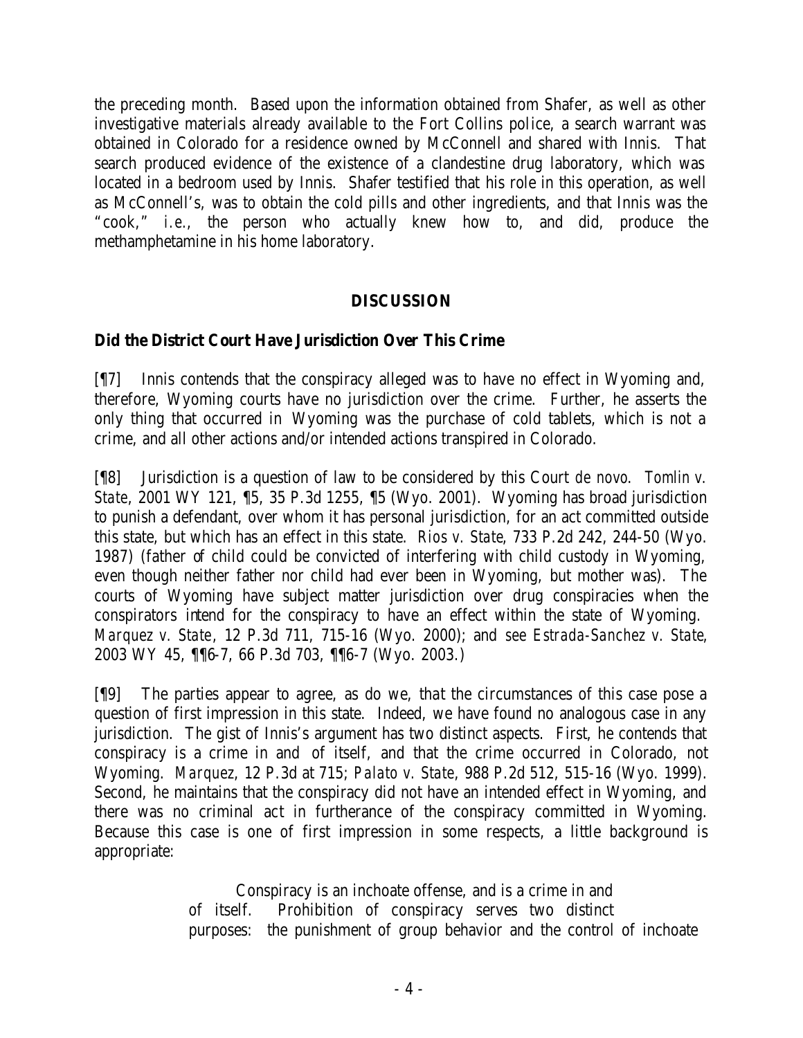the preceding month. Based upon the information obtained from Shafer, as well as other investigative materials already available to the Fort Collins police, a search warrant was obtained in Colorado for a residence owned by McConnell and shared with Innis. That search produced evidence of the existence of a clandestine drug laboratory, which was located in a bedroom used by Innis. Shafer testified that his role in this operation, as well as McConnell's, was to obtain the cold pills and other ingredients, and that Innis was the "cook," *i.e.*, the person who actually knew how to, and did, produce the methamphetamine in his home laboratory.

## DISCUSSION

### Did the District Court Have Jurisdiction Over This Crime

[¶7] Innis contends that the conspiracy alleged was to have no effect in Wyoming and, therefore, Wyoming courts have no jurisdiction over the crime. Further, he asserts the only thing that occurred in Wyoming was the purchase of cold tablets, which is not a crime, and all other actions and/or intended actions transpired in Colorado.

[¶8] Jurisdiction is a question of law to be considered by this Court *de novo*. *Tomlin v. State*, 2001 WY 121, ¶5, 35 P.3d 1255, ¶5 (Wyo. 2001). Wyoming has broad jurisdiction to punish a defendant, over whom it has personal jurisdiction, for an act committed outside this state, but which has an effect in this state. *Rios v. State*, 733 P.2d 242, 244-50 (Wyo. 1987) (father of child could be convicted of interfering with child custody in Wyoming, even though neither father nor child had ever been in Wyoming, but mother was). The courts of Wyoming have subject matter jurisdiction over drug conspiracies when the conspirators intend for the conspiracy to have an effect within the state of Wyoming. *Marquez v. State*, 12 P.3d 711, 715-16 (Wyo. 2000); and *see Estrada-Sanchez v. State*, 2003 WY 45, ¶¶6-7, 66 P.3d 703, ¶¶6-7 (Wyo. 2003.)

[¶9] The parties appear to agree, as do we, that the circumstances of this case pose a question of first impression in this state. Indeed, we have found no analogous case in any jurisdiction. The gist of Innis's argument has two distinct aspects. First, he contends that conspiracy is a crime in and of itself, and that the crime occurred in Colorado, not Wyoming. *Marquez*, 12 P.3d at 715; *Palato v. State*, 988 P.2d 512, 515-16 (Wyo. 1999). Second, he maintains that the conspiracy did not have an intended effect in Wyoming, and there was no criminal act in furtherance of the conspiracy committed in Wyoming. Because this case is one of first impression in some respects, a little background is appropriate:

> Conspiracy is an inchoate offense, and is a crime in and of itself. Prohibition of conspiracy serves two distinct purposes: the punishment of group behavior and the control of inchoate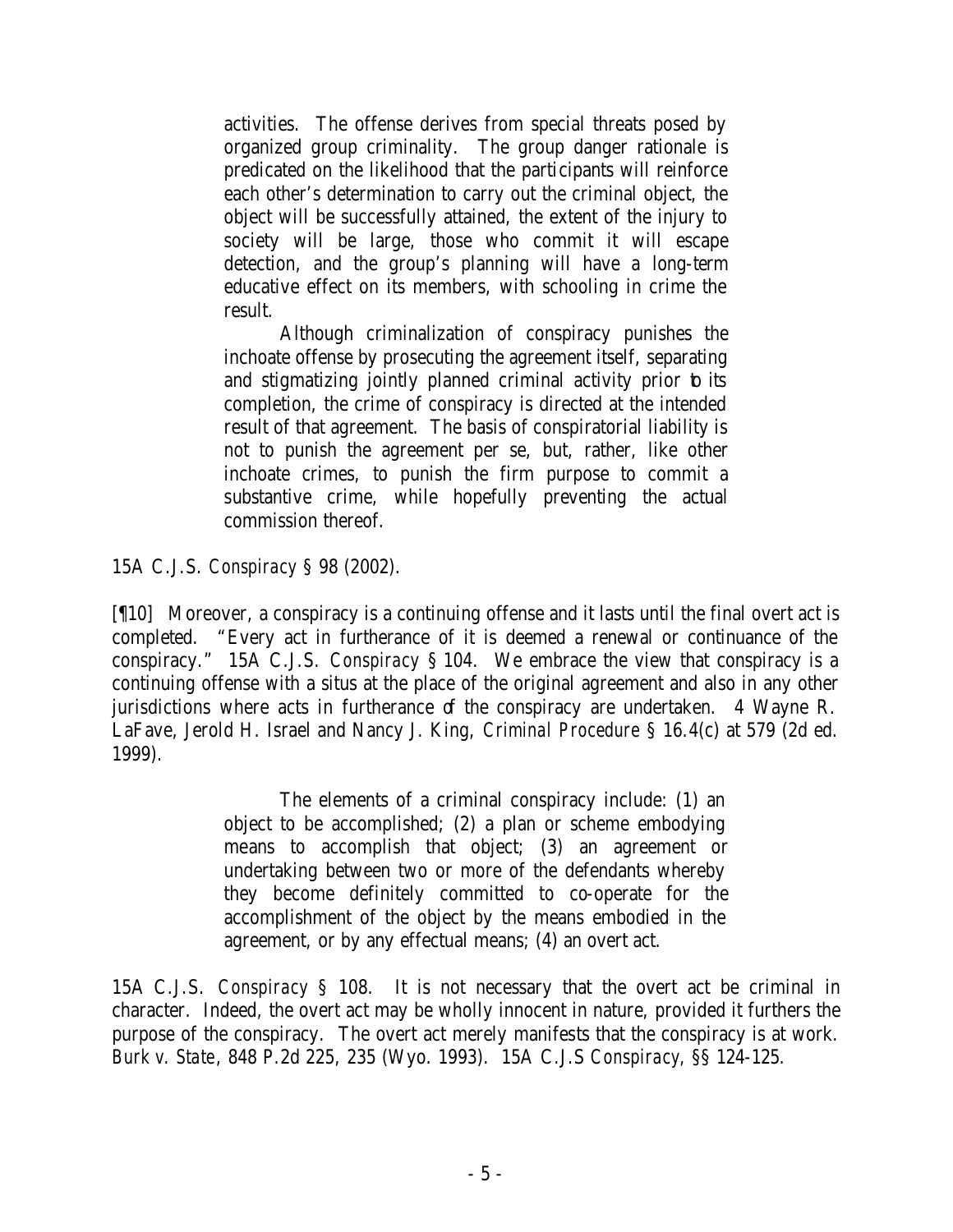> activities. The offense derives from special threats posed by organized group criminality. The group danger rationale is predicated on the likelihood that the participants will reinforce each other's determination to carry out the criminal object, the object will be successfully attained, the extent of the injury to society will be large, those who commit it will escape detection, and the group's planning will have a long-term educative effect on its members, with schooling in crime the result.
>
> Although criminalization of conspiracy punishes the inchoate offense by prosecuting the agreement itself, separating and stigmatizing jointly planned criminal activity prior to its completion, the crime of conspiracy is directed at the intended result of that agreement. The basis of conspiratorial liability is not to punish the agreement per se, but, rather, like other inchoate crimes, to punish the firm purpose to commit a substantive crime, while hopefully preventing the actual commission thereof.

15A C.J.S. *Conspiracy* § 98 (2002).

[¶10] Moreover, a conspiracy is a continuing offense and it lasts until the final overt act is completed. "Every act in furtherance of it is deemed a renewal or continuance of the conspiracy." 15A C.J.S. *Conspiracy* § 104. We embrace the view that conspiracy is a continuing offense with a situs at the place of the original agreement and also in any other jurisdictions where acts in furtherance of the conspiracy are undertaken. 4 Wayne R. LaFave, Jerold H. Israel and Nancy J. King, *Criminal Procedure* § 16.4(c) at 579 (2d ed. 1999).

> The elements of a criminal conspiracy include: (1) an object to be accomplished; (2) a plan or scheme embodying means to accomplish that object; (3) an agreement or undertaking between two or more of the defendants whereby they become definitely committed to co-operate for the accomplishment of the object by the means embodied in the agreement, or by any effectual means; (4) an overt act.

15A C.J.S. *Conspiracy* § 108. It is not necessary that the overt act be criminal in character. Indeed, the overt act may be wholly innocent in nature, provided it furthers the purpose of the conspiracy. The overt act merely manifests that the conspiracy is at work. *Burk v. State*, 848 P.2d 225, 235 (Wyo. 1993). 15A C.J.S *Conspiracy*, §§ 124-125.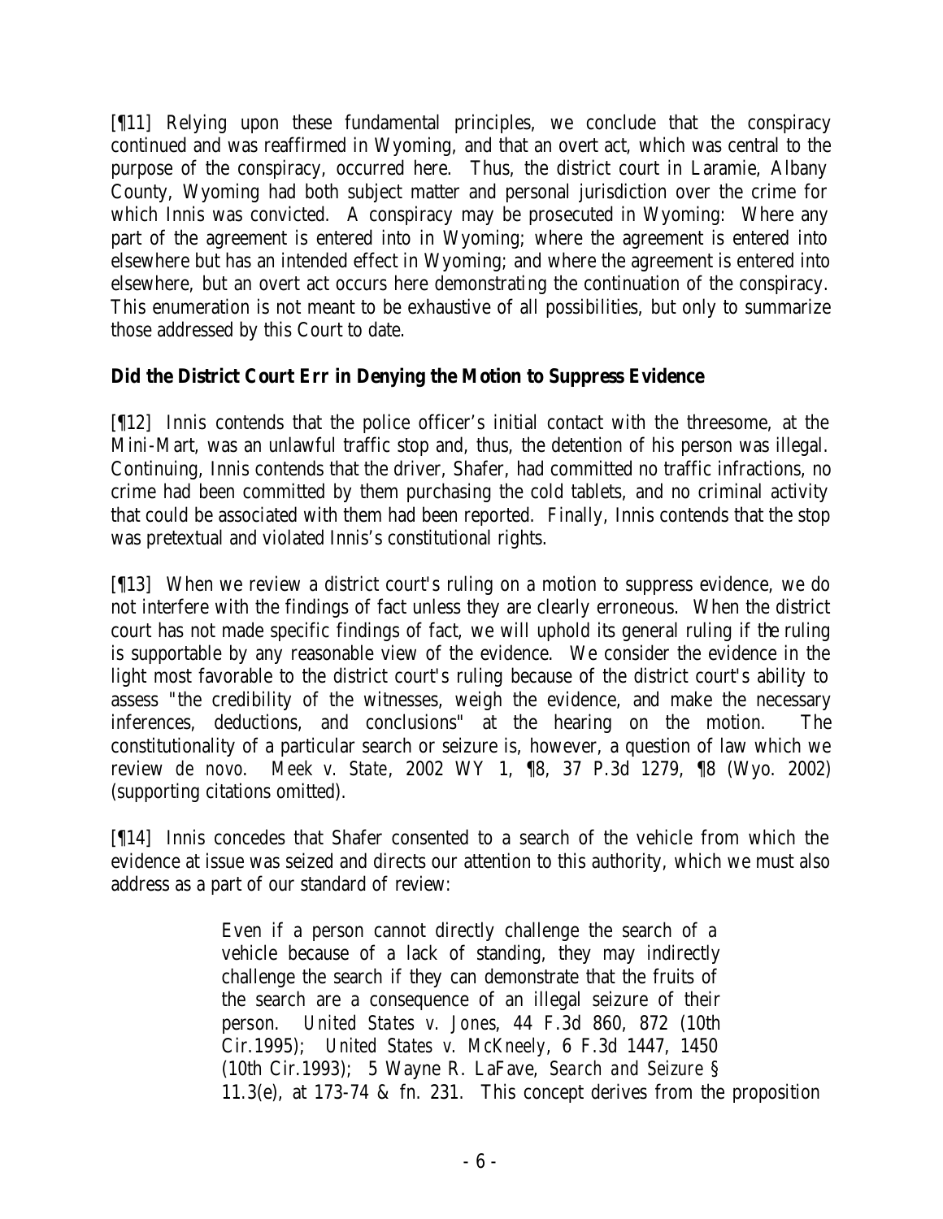[¶11] Relying upon these fundamental principles, we conclude that the conspiracy continued and was reaffirmed in Wyoming, and that an overt act, which was central to the purpose of the conspiracy, occurred here. Thus, the district court in Laramie, Albany County, Wyoming had both subject matter and personal jurisdiction over the crime for which Innis was convicted. A conspiracy may be prosecuted in Wyoming: Where any part of the agreement is entered into in Wyoming; where the agreement is entered into elsewhere but has an intended effect in Wyoming; and where the agreement is entered into elsewhere, but an overt act occurs here demonstrating the continuation of the conspiracy. This enumeration is not meant to be exhaustive of all possibilities, but only to summarize those addressed by this Court to date.

**Did the District Court Err in Denying the Motion to Suppress Evidence**

[¶12] Innis contends that the police officer's initial contact with the threesome, at the Mini-Mart, was an unlawful traffic stop and, thus, the detention of his person was illegal. Continuing, Innis contends that the driver, Shafer, had committed no traffic infractions, no crime had been committed by them purchasing the cold tablets, and no criminal activity that could be associated with them had been reported. Finally, Innis contends that the stop was pretextual and violated Innis's constitutional rights.

[¶13] When we review a district court's ruling on a motion to suppress evidence, we do not interfere with the findings of fact unless they are clearly erroneous. When the district court has not made specific findings of fact, we will uphold its general ruling if the ruling is supportable by any reasonable view of the evidence. We consider the evidence in the light most favorable to the district court's ruling because of the district court's ability to assess "the credibility of the witnesses, weigh the evidence, and make the necessary inferences, deductions, and conclusions" at the hearing on the motion. The constitutionality of a particular search or seizure is, however, a question of law which we review *de novo*. *Meek v. State*, 2002 WY 1, ¶8, 37 P.3d 1279, ¶8 (Wyo. 2002) (supporting citations omitted).

[¶14] Innis concedes that Shafer consented to a search of the vehicle from which the evidence at issue was seized and directs our attention to this authority, which we must also address as a part of our standard of review:

> Even if a person cannot directly challenge the search of a vehicle because of a lack of standing, they may indirectly challenge the search if they can demonstrate that the fruits of the search are a consequence of an illegal seizure of their person. *United States v. Jones*, 44 F.3d 860, 872 (10th Cir.1995); *United States v. McKneely*, 6 F.3d 1447, 1450 (10th Cir.1993); 5 Wayne R. LaFave, *Search and Seizure* § 11.3(e), at 173-74 & fn. 231. This concept derives from the proposition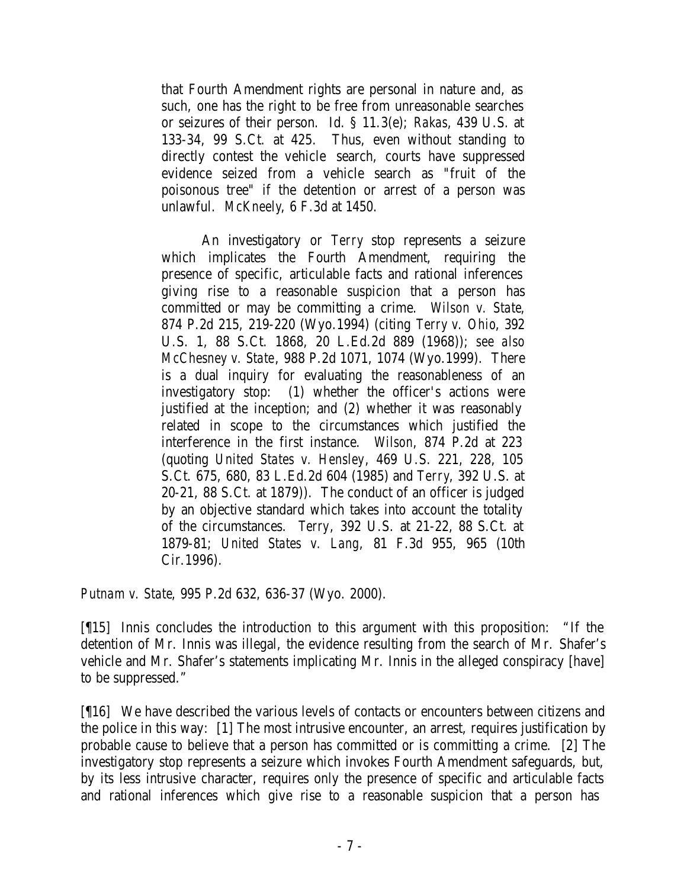> that Fourth Amendment rights are personal in nature and, as such, one has the right to be free from unreasonable searches or seizures of their person. *Id.* § 11.3(e); *Rakas*, 439 U.S. at 133-34, 99 S.Ct. at 425. Thus, even without standing to directly contest the vehicle search, courts have suppressed evidence seized from a vehicle search as "fruit of the poisonous tree" if the detention or arrest of a person was unlawful. *McKneely*, 6 F.3d at 1450.
>
> An investigatory or *Terry* stop represents a seizure which implicates the Fourth Amendment, requiring the presence of specific, articulable facts and rational inferences giving rise to a reasonable suspicion that a person has committed or may be committing a crime. *Wilson v. State*, 874 P.2d 215, 219-220 (Wyo.1994) (citing *Terry v. Ohio*, 392 U.S. 1, 88 S.Ct. 1868, 20 L.Ed.2d 889 (1968)); *see also McChesney v. State*, 988 P.2d 1071, 1074 (Wyo.1999). There is a dual inquiry for evaluating the reasonableness of an investigatory stop: (1) whether the officer's actions were justified at the inception; and (2) whether it was reasonably related in scope to the circumstances which justified the interference in the first instance. *Wilson*, 874 P.2d at 223 (quoting *United States v. Hensley*, 469 U.S. 221, 228, 105 S.Ct. 675, 680, 83 L.Ed.2d 604 (1985) and *Terry*, 392 U.S. at 20-21, 88 S.Ct. at 1879)). The conduct of an officer is judged by an objective standard which takes into account the totality of the circumstances. *Terry*, 392 U.S. at 21-22, 88 S.Ct. at 1879-81; *United States v. Lang*, 81 F.3d 955, 965 (10th Cir.1996).

*Putnam v. State*, 995 P.2d 632, 636-37 (Wyo. 2000).

[¶15] Innis concludes the introduction to this argument with this proposition: "If the detention of Mr. Innis was illegal, the evidence resulting from the search of Mr. Shafer's vehicle and Mr. Shafer's statements implicating Mr. Innis in the alleged conspiracy [have] to be suppressed."

[¶16] We have described the various levels of contacts or encounters between citizens and the police in this way: [1] The most intrusive encounter, an arrest, requires justification by probable cause to believe that a person has committed or is committing a crime. [2] The investigatory stop represents a seizure which invokes Fourth Amendment safeguards, but, by its less intrusive character, requires only the presence of specific and articulable facts and rational inferences which give rise to a reasonable suspicion that a person has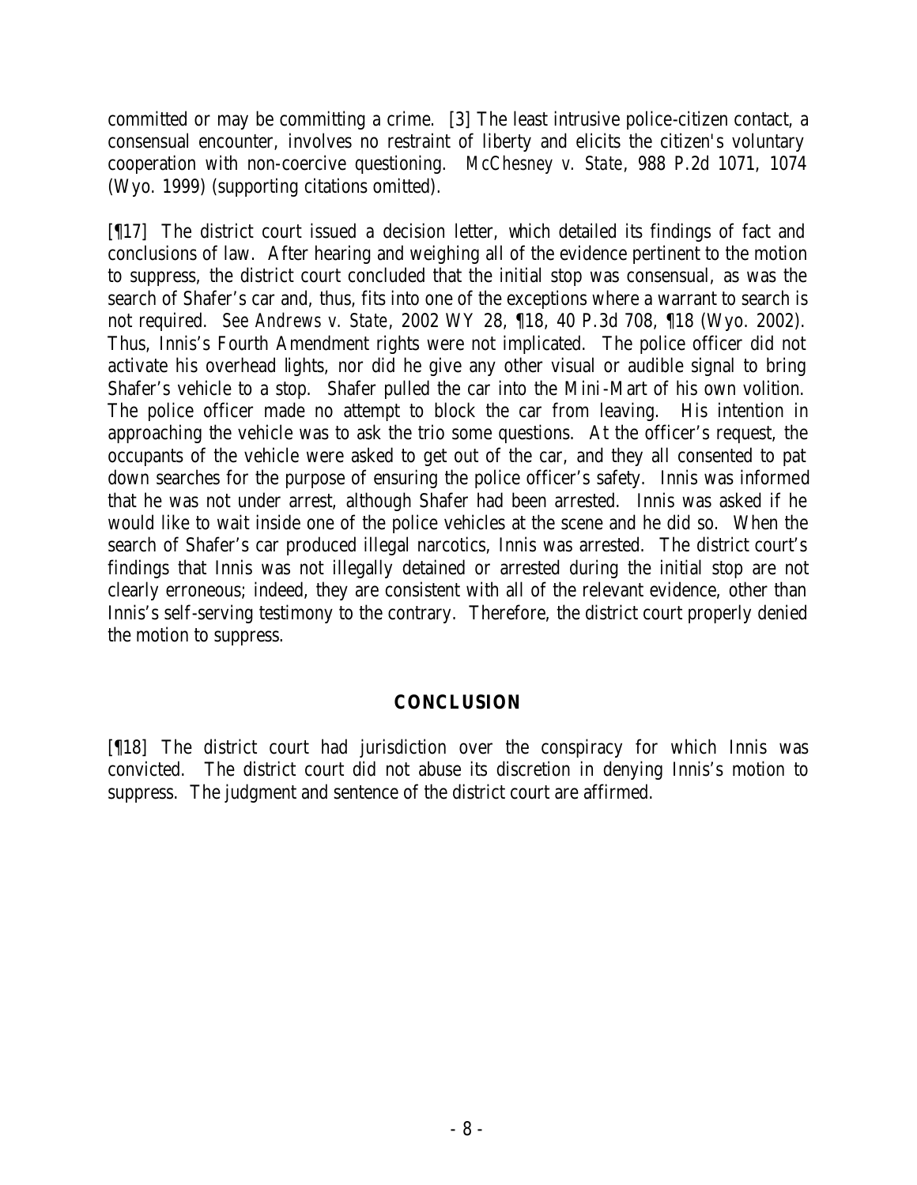committed or may be committing a crime. [3] The least intrusive police-citizen contact, a consensual encounter, involves no restraint of liberty and elicits the citizen's voluntary cooperation with non-coercive questioning. *McChesney v. State*, 988 P.2d 1071, 1074 (Wyo. 1999) (supporting citations omitted).

[¶17] The district court issued a decision letter, which detailed its findings of fact and conclusions of law. After hearing and weighing all of the evidence pertinent to the motion to suppress, the district court concluded that the initial stop was consensual, as was the search of Shafer's car and, thus, fits into one of the exceptions where a warrant to search is not required. *See Andrews v. State*, 2002 WY 28, ¶18, 40 P.3d 708, ¶18 (Wyo. 2002). Thus, Innis's Fourth Amendment rights were not implicated. The police officer did not activate his overhead lights, nor did he give any other visual or audible signal to bring Shafer's vehicle to a stop. Shafer pulled the car into the Mini-Mart of his own volition. The police officer made no attempt to block the car from leaving. His intention in approaching the vehicle was to ask the trio some questions. At the officer's request, the occupants of the vehicle were asked to get out of the car, and they all consented to pat down searches for the purpose of ensuring the police officer's safety. Innis was informed that he was not under arrest, although Shafer had been arrested. Innis was asked if he would like to wait inside one of the police vehicles at the scene and he did so. When the search of Shafer's car produced illegal narcotics, Innis was arrested. The district court's findings that Innis was not illegally detained or arrested during the initial stop are not clearly erroneous; indeed, they are consistent with all of the relevant evidence, other than Innis's self-serving testimony to the contrary. Therefore, the district court properly denied the motion to suppress.

## CONCLUSION

[¶18] The district court had jurisdiction over the conspiracy for which Innis was convicted. The district court did not abuse its discretion in denying Innis's motion to suppress. The judgment and sentence of the district court are affirmed.